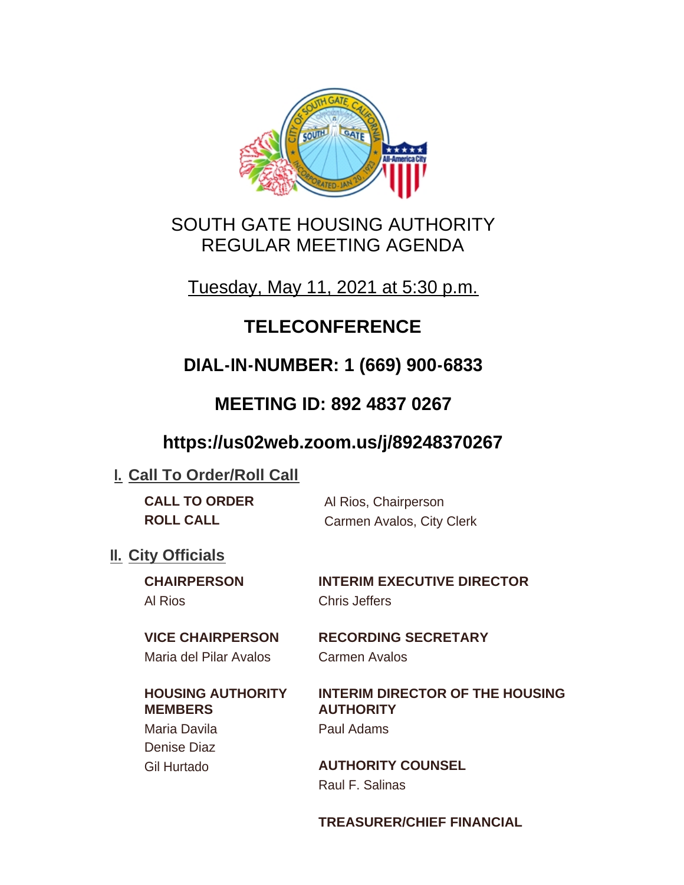# SOUTH GATE HOUSING AUTHORITY
# REGULAR MEETING AGENDA

Tuesday, May 11, 2021 at 5:30 p.m.

## TELECONFERENCE

## DIAL-IN-NUMBER: 1 (669) 900-6833

## MEETING ID: 892 4837 0267

## https://us02web.zoom.us/j/89248370267

## I. Call To Order/Roll Call

**CALL TO ORDER** Al Rios, Chairperson

**ROLL CALL** Carmen Avalos, City Clerk

## II. City Officials

**CHAIRPERSON**
Al Rios

**VICE CHAIRPERSON**
Maria del Pilar Avalos

**HOUSING AUTHORITY MEMBERS**
Maria Davila
Denise Diaz
Gil Hurtado

**INTERIM EXECUTIVE DIRECTOR**
Chris Jeffers

**RECORDING SECRETARY**
Carmen Avalos

**INTERIM DIRECTOR OF THE HOUSING AUTHORITY**
Paul Adams

**AUTHORITY COUNSEL**
Raul F. Salinas

**TREASURER/CHIEF FINANCIAL**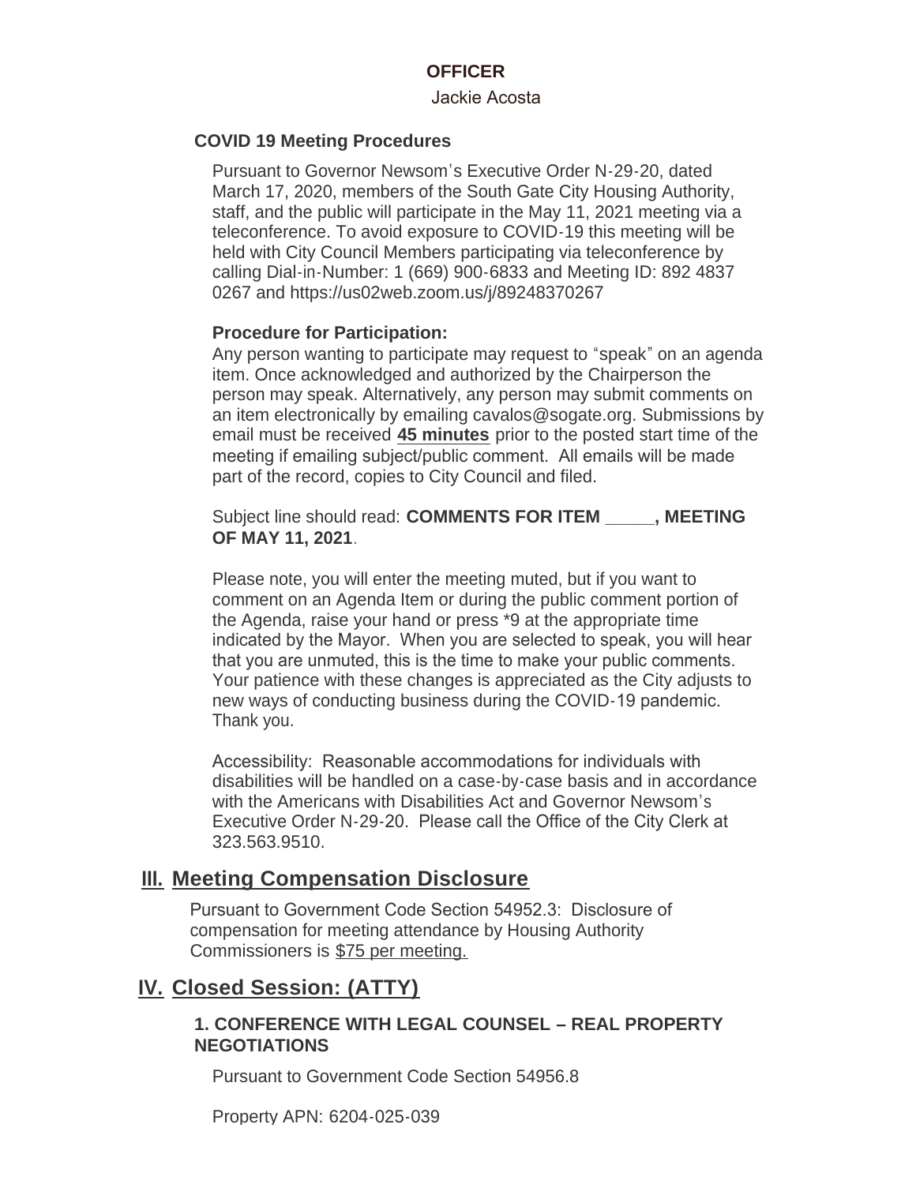**OFFICER**

Jackie Acosta

**COVID 19 Meeting Procedures**

Pursuant to Governor Newsom's Executive Order N-29-20, dated March 17, 2020, members of the South Gate City Housing Authority, staff, and the public will participate in the May 11, 2021 meeting via a teleconference. To avoid exposure to COVID-19 this meeting will be held with City Council Members participating via teleconference by calling Dial-in-Number: 1 (669) 900-6833 and Meeting ID: 892 4837 0267 and https://us02web.zoom.us/j/89248370267

**Procedure for Participation:**

Any person wanting to participate may request to "speak" on an agenda item. Once acknowledged and authorized by the Chairperson the person may speak. Alternatively, any person may submit comments on an item electronically by emailing cavalos@sogate.org. Submissions by email must be received **45 minutes** prior to the posted start time of the meeting if emailing subject/public comment. All emails will be made part of the record, copies to City Council and filed.

Subject line should read: **COMMENTS FOR ITEM _____, MEETING OF MAY 11, 2021**.

Please note, you will enter the meeting muted, but if you want to comment on an Agenda Item or during the public comment portion of the Agenda, raise your hand or press *9 at the appropriate time indicated by the Mayor. When you are selected to speak, you will hear that you are unmuted, this is the time to make your public comments. Your patience with these changes is appreciated as the City adjusts to new ways of conducting business during the COVID-19 pandemic. Thank you.

Accessibility: Reasonable accommodations for individuals with disabilities will be handled on a case-by-case basis and in accordance with the Americans with Disabilities Act and Governor Newsom's Executive Order N-29-20. Please call the Office of the City Clerk at 323.563.9510.

## III. Meeting Compensation Disclosure

Pursuant to Government Code Section 54952.3: Disclosure of compensation for meeting attendance by Housing Authority Commissioners is $75 per meeting.

## IV. Closed Session: (ATTY)

### 1. CONFERENCE WITH LEGAL COUNSEL – REAL PROPERTY NEGOTIATIONS

Pursuant to Government Code Section 54956.8

Property APN: 6204-025-039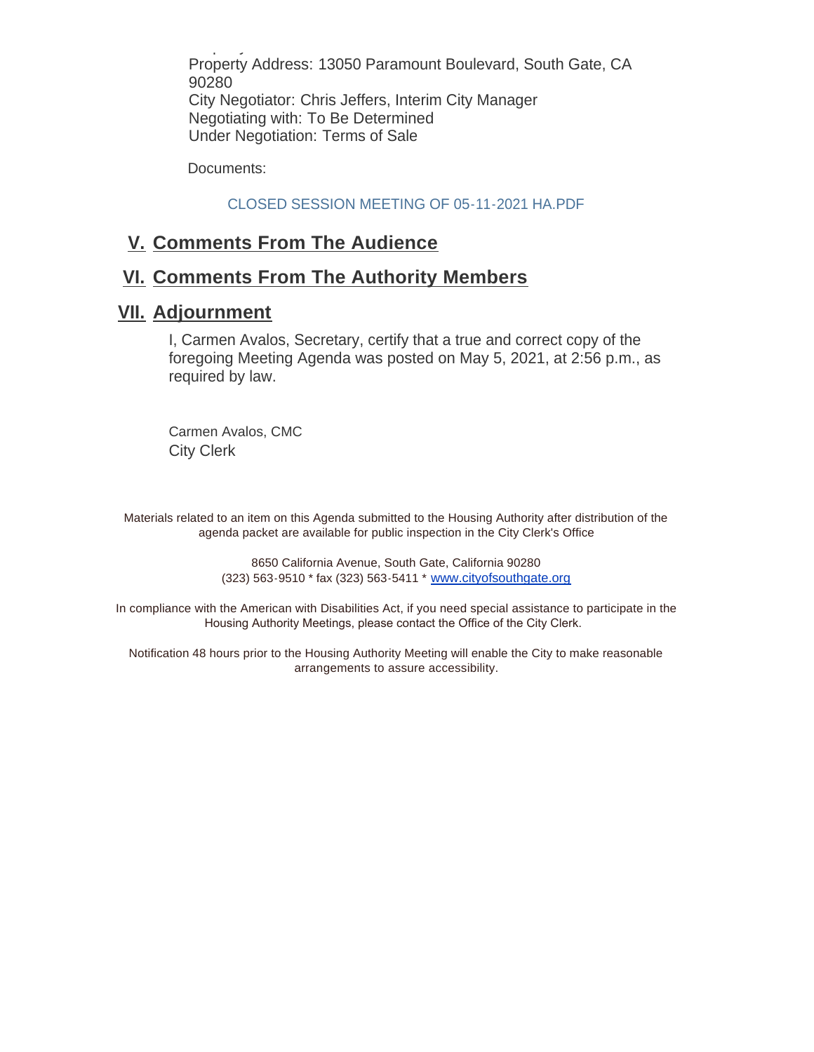Property Address: 13050 Paramount Boulevard, South Gate, CA 90280
City Negotiator: Chris Jeffers, Interim City Manager
Negotiating with: To Be Determined
Under Negotiation: Terms of Sale

Documents:

CLOSED SESSION MEETING OF 05-11-2021 HA.PDF

## V. Comments From The Audience

## VI. Comments From The Authority Members

## VII. Adjournment

I, Carmen Avalos, Secretary, certify that a true and correct copy of the foregoing Meeting Agenda was posted on May 5, 2021, at 2:56 p.m., as required by law.

Carmen Avalos, CMC
City Clerk

Materials related to an item on this Agenda submitted to the Housing Authority after distribution of the agenda packet are available for public inspection in the City Clerk's Office

8650 California Avenue, South Gate, California 90280
(323) 563-9510 * fax (323) 563-5411 * www.cityofsouthgate.org

In compliance with the American with Disabilities Act, if you need special assistance to participate in the Housing Authority Meetings, please contact the Office of the City Clerk.

Notification 48 hours prior to the Housing Authority Meeting will enable the City to make reasonable arrangements to assure accessibility.